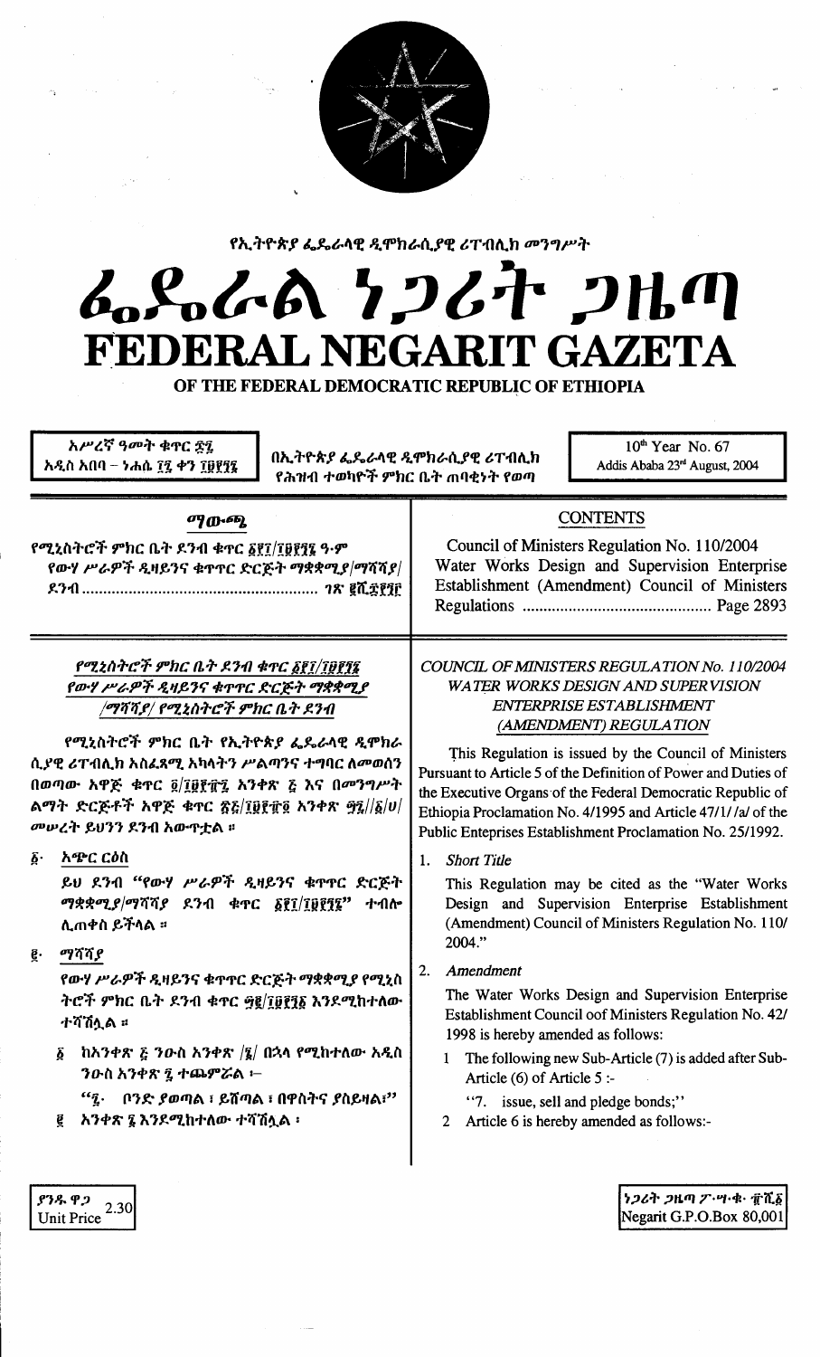የኢትዮጵያ ፌዴራላዊ ዲሞክራሲያዊ ሪፐብሊክ መንግሥት

# ፌደራል ነጋሪት ጋዜጣ
# FEDERAL NEGARIT GAZETA
## OF THE FEDERAL DEMOCRATIC REPUBLIC OF ETHIOPIA

አሥረኛ ዓመት ቁጥር ፷፯
አዲስ አበባ – ነሐሴ ፲፯ ቀን ፲፱፻፺፮

በኢትዮጵያ ፌዴራላዊ ዲሞክራሲያዊ ሪፐብሊክ የሕዝብ ተወካዮች ምክር ቤት ጠባቂነት የወጣ

10th Year No. 67
Addis Ababa 23rd August, 2004

## ማውጫ

የሚኒስትሮች ምክር ቤት ደንብ ቁጥር ፩፻፲/፲፱፻፺፮ ዓ.ም
የውሃ ሥራዎች ዲዛይንና ቁጥጥር ድርጅት ማቋቋሚያ/ማሻሻያ/ ደንብ........ ገጽ ፪ሺ፰፻፺፫

## CONTENTS

Council of Ministers Regulation No. 110/2004
Water Works Design and Supervision Enterprise Establishment (Amendment) Council of Ministers Regulations ........ Page 2893

### የሚኒስትሮች ምክር ቤት ደንብ ቁጥር ፩፻፲/፲፱፻፺፮
### የውሃ ሥራዎች ዲዛይንና ቁጥጥር ድርጅት ማቋቋሚያ /ማሻሻያ/ የሚኒስትሮች ምክር ቤት ደንብ

የሚኒስትሮች ምክር ቤት የኢትዮጵያ ፌዴራላዊ ዲሞክራሲያዊ ሪፐብሊክ አስፈጻሚ አካላትን ሥልጣንና ተግባር ለመወሰን በወጣው አዋጅ ቁጥር ፬/፲፱፻፹፯ አንቀጽ ፭ እና በመንግሥት ልማት ድርጅቶች አዋጅ ቁጥር ፳፭/፲፱፻፹፬ አንቀጽ ፵፯//፩/ሀ/ መሠረት ይህንን ደንብ አውጥቷል ።

፩· አጭር ርዕስ

ይህ ደንብ "የውሃ ሥራዎች ዲዛይንና ቁጥጥር ድርጅት ማቋቋሚያ/ማሻሻያ ደንብ ቁጥር ፩፻፲/፲፱፻፺፮" ተብሎ ሊጠቀስ ይችላል ።

፪· ማሻሻያ

የውሃ ሥራዎች ዲዛይንና ቁጥጥር ድርጅት ማቋቋሚያ የሚኒስትሮች ምክር ቤት ደንብ ቁጥር ፵፪/፲፱፻፺፩ እንደሚከተለው ተሻሽሏል ።

፩ ከአንቀጽ ፭ ንዑስ አንቀጽ /፮/ በኋላ የሚከተለው አዲስ ንዑስ አንቀጽ ፯ ተጨምሯል ፦

"፯· ቦንድ ያወጣል ፣ ይሸጣል ፣ በዋስትና ያስይዛል፣"

፪ አንቀጽ ፮ እንደሚከተለው ተሻሽሏል ፣

### COUNCIL OF MINISTERS REGULATION No. 110/2004
### WATER WORKS DESIGN AND SUPERVISION ENTERPRISE ESTABLISHMENT (AMENDMENT) REGULATION

This Regulation is issued by the Council of Ministers Pursuant to Article 5 of the Definition of Power and Duties of the Executive Organs of the Federal Democratic Republic of Ethiopia Proclamation No. 4/1995 and Article 47/1/ /a/ of the Public Enteprises Establishment Proclamation No. 25/1992.

1. *Short Title*

This Regulation may be cited as the "Water Works Design and Supervision Enterprise Establishment (Amendment) Council of Ministers Regulation No. 110/ 2004."

2. *Amendment*

The Water Works Design and Supervision Enterprise Establishment Council oof Ministers Regulation No. 42/ 1998 is hereby amended as follows:

1 The following new Sub-Article (7) is added after Sub-Article (6) of Article 5 :-

"7. issue, sell and pledge bonds;"

2 Article 6 is hereby amended as follows:-

ያንዱ ዋጋ 2.30
Unit Price

ነጋሪት ጋዜጣ ፖ·ሣ·ቁ· ፹ሺ፩
Negarit G.P.O.Box 80,001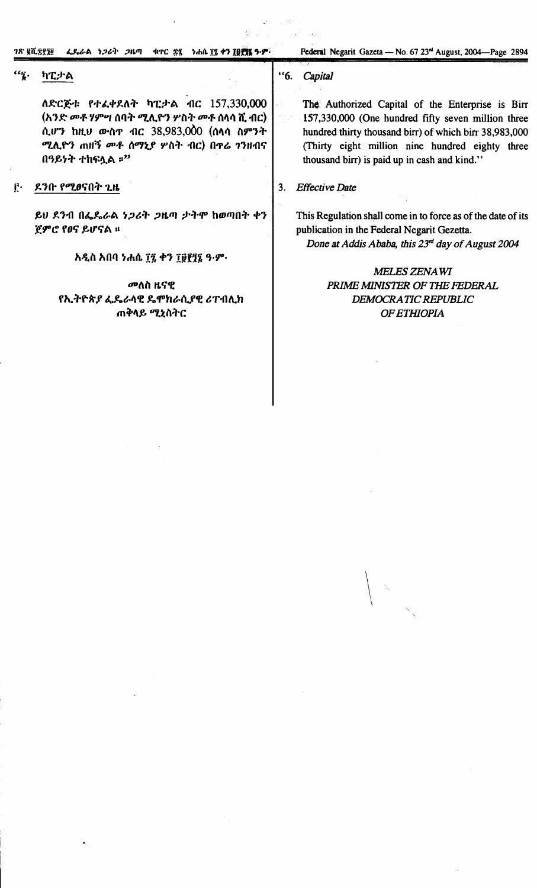"፮. ካፒታል

ለድርጅቱ የተፈቀደለት ካፒታል ብር 157,330,000 (አንድ መቶ ሃምሣ ሰባት ሚሊዮን ሦስት መቶ ሰላሳ ሺ ብር) ሲሆን ከዚህ ውስጥ ብር 38,983,000 (ሰላሳ ስምንት ሚሊዮን ዘጠኝ መቶ ሰማኒያ ሦስት ብር) በጥሬ ገንዘብና በዓይነት ተከፍሏል ።"

፫. ደንቡ የሚፀናበት ጊዜ

ይህ ደንብ በፌዴራል ነጋሪት ጋዜጣ ታትሞ ከወጣበት ቀን ጀምሮ የፀና ይሆናል ።

አዲስ አበባ ነሐሴ ፲፯ ቀን ፲፱፻፺፮ ዓ.ም.

መለስ ዜናዊ
የኢትዮጵያ ፌዴራላዊ ዴሞክራሲያዊ ሪፐብሊክ
ጠቅላይ ሚኒስትር

"6. *Capital*

The Authorized Capital of the Enterprise is Birr 157,330,000 (One hundred fifty seven million three hundred thirty thousand birr) of which birr 38,983,000 (Thirty eight million nine hundred eighty three thousand birr) is paid up in cash and kind."

3. *Effective Date*

This Regulation shall come in to force as of the date of its publication in the Federal Negarit Gezetta.

*Done at Addis Ababa, this 23rd day of August 2004*

*MELES ZENAWI*
*PRIME MINISTER OF THE FEDERAL DEMOCRATIC REPUBLIC OF ETHIOPIA*